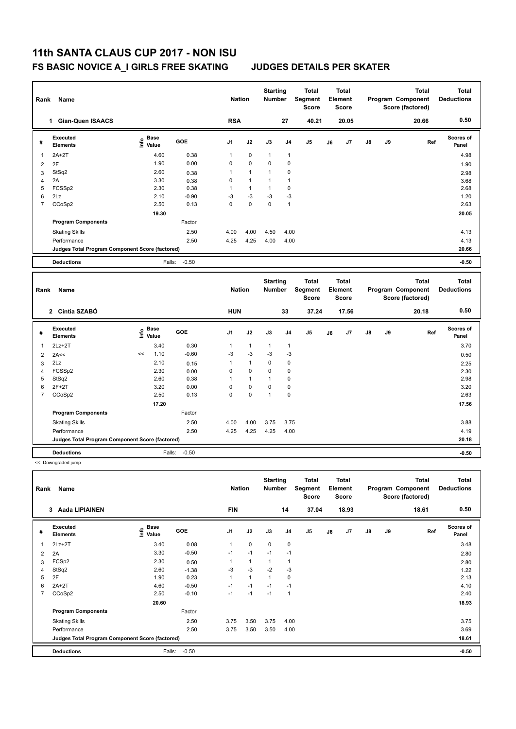# 11th SANTA CLAUS CUP 2017 - NON ISU

## FS BASIC NOVICE A_I GIRLS FREE SKATING — JUDGES DETAILS PER SKATER

| Rank | Name | Nation | Starting Number | Total Segment Score | Total Element Score | Total Program Component Score (factored) | Total Deductions |
|---|---|---|---|---|---|---|---|
| 1 | Gian-Quen ISAACS | RSA | 27 | 40.21 | 20.05 | 20.66 | 0.50 |

| # | Executed Elements | Info | Base Value | GOE | J1 | J2 | J3 | J4 | J5 | J6 | J7 | J8 | J9 | Ref | Scores of Panel |
|---|---|---|---|---|---|---|---|---|---|---|---|---|---|---|---|
| 1 | 2A+2T | | 4.60 | 0.38 | 1 | 0 | 1 | 1 | | | | | | | 4.98 |
| 2 | 2F | | 1.90 | 0.00 | 0 | 0 | 0 | 0 | | | | | | | 1.90 |
| 3 | StSq2 | | 2.60 | 0.38 | 1 | 1 | 1 | 0 | | | | | | | 2.98 |
| 4 | 2A | | 3.30 | 0.38 | 0 | 1 | 1 | 1 | | | | | | | 3.68 |
| 5 | FCSSp2 | | 2.30 | 0.38 | 1 | 1 | 1 | 0 | | | | | | | 2.68 |
| 6 | 2Lz | | 2.10 | -0.90 | -3 | -3 | -3 | -3 | | | | | | | 1.20 |
| 7 | CCoSp2 | | 2.50 | 0.13 | 0 | 0 | 0 | 1 | | | | | | | 2.63 |
| | | | 19.30 | | | | | | | | | | | | 20.05 |
| | **Program Components** | | | Factor | | | | | | | | | | | |
| | Skating Skills | | | 2.50 | 4.00 | 4.00 | 4.50 | 4.00 | | | | | | | 4.13 |
| | Performance | | | 2.50 | 4.25 | 4.25 | 4.00 | 4.00 | | | | | | | 4.13 |
| | Judges Total Program Component Score (factored) | | | | | | | | | | | | | | 20.66 |
| | **Deductions** | | | Falls: -0.50 | | | | | | | | | | | -0.50 |

| Rank | Name | Nation | Starting Number | Total Segment Score | Total Element Score | Total Program Component Score (factored) | Total Deductions |
|---|---|---|---|---|---|---|---|
| 2 | Cintia SZABÓ | HUN | 33 | 37.24 | 17.56 | 20.18 | 0.50 |

| # | Executed Elements | Info | Base Value | GOE | J1 | J2 | J3 | J4 | J5 | J6 | J7 | J8 | J9 | Ref | Scores of Panel |
|---|---|---|---|---|---|---|---|---|---|---|---|---|---|---|---|
| 1 | 2Lz+2T | | 3.40 | 0.30 | 1 | 1 | 1 | 1 | | | | | | | 3.70 |
| 2 | 2A<< | << | 1.10 | -0.60 | -3 | -3 | -3 | -3 | | | | | | | 0.50 |
| 3 | 2Lz | | 2.10 | 0.15 | 1 | 1 | 0 | 0 | | | | | | | 2.25 |
| 4 | FCSSp2 | | 2.30 | 0.00 | 0 | 0 | 0 | 0 | | | | | | | 2.30 |
| 5 | StSq2 | | 2.60 | 0.38 | 1 | 1 | 1 | 0 | | | | | | | 2.98 |
| 6 | 2F+2T | | 3.20 | 0.00 | 0 | 0 | 0 | 0 | | | | | | | 3.20 |
| 7 | CCoSp2 | | 2.50 | 0.13 | 0 | 0 | 1 | 0 | | | | | | | 2.63 |
| | | | 17.20 | | | | | | | | | | | | 17.56 |
| | **Program Components** | | | Factor | | | | | | | | | | | |
| | Skating Skills | | | 2.50 | 4.00 | 4.00 | 3.75 | 3.75 | | | | | | | 3.88 |
| | Performance | | | 2.50 | 4.25 | 4.25 | 4.25 | 4.00 | | | | | | | 4.19 |
| | Judges Total Program Component Score (factored) | | | | | | | | | | | | | | 20.18 |
| | **Deductions** | | | Falls: -0.50 | | | | | | | | | | | -0.50 |

<< Downgraded jump

| Rank | Name | Nation | Starting Number | Total Segment Score | Total Element Score | Total Program Component Score (factored) | Total Deductions |
|---|---|---|---|---|---|---|---|
| 3 | Aada LIPIAINEN | FIN | 14 | 37.04 | 18.93 | 18.61 | 0.50 |

| # | Executed Elements | Info | Base Value | GOE | J1 | J2 | J3 | J4 | J5 | J6 | J7 | J8 | J9 | Ref | Scores of Panel |
|---|---|---|---|---|---|---|---|---|---|---|---|---|---|---|---|
| 1 | 2Lz+2T | | 3.40 | 0.08 | 1 | 0 | 0 | 0 | | | | | | | 3.48 |
| 2 | 2A | | 3.30 | -0.50 | -1 | -1 | -1 | -1 | | | | | | | 2.80 |
| 3 | FCSp2 | | 2.30 | 0.50 | 1 | 1 | 1 | 1 | | | | | | | 2.80 |
| 4 | StSq2 | | 2.60 | -1.38 | -3 | -3 | -2 | -3 | | | | | | | 1.22 |
| 5 | 2F | | 1.90 | 0.23 | 1 | 1 | 1 | 0 | | | | | | | 2.13 |
| 6 | 2A+2T | | 4.60 | -0.50 | -1 | -1 | -1 | -1 | | | | | | | 4.10 |
| 7 | CCoSp2 | | 2.50 | -0.10 | -1 | -1 | -1 | 1 | | | | | | | 2.40 |
| | | | 20.60 | | | | | | | | | | | | 18.93 |
| | **Program Components** | | | Factor | | | | | | | | | | | |
| | Skating Skills | | | 2.50 | 3.75 | 3.50 | 3.75 | 4.00 | | | | | | | 3.75 |
| | Performance | | | 2.50 | 3.75 | 3.50 | 3.50 | 4.00 | | | | | | | 3.69 |
| | Judges Total Program Component Score (factored) | | | | | | | | | | | | | | 18.61 |
| | **Deductions** | | | Falls: -0.50 | | | | | | | | | | | -0.50 |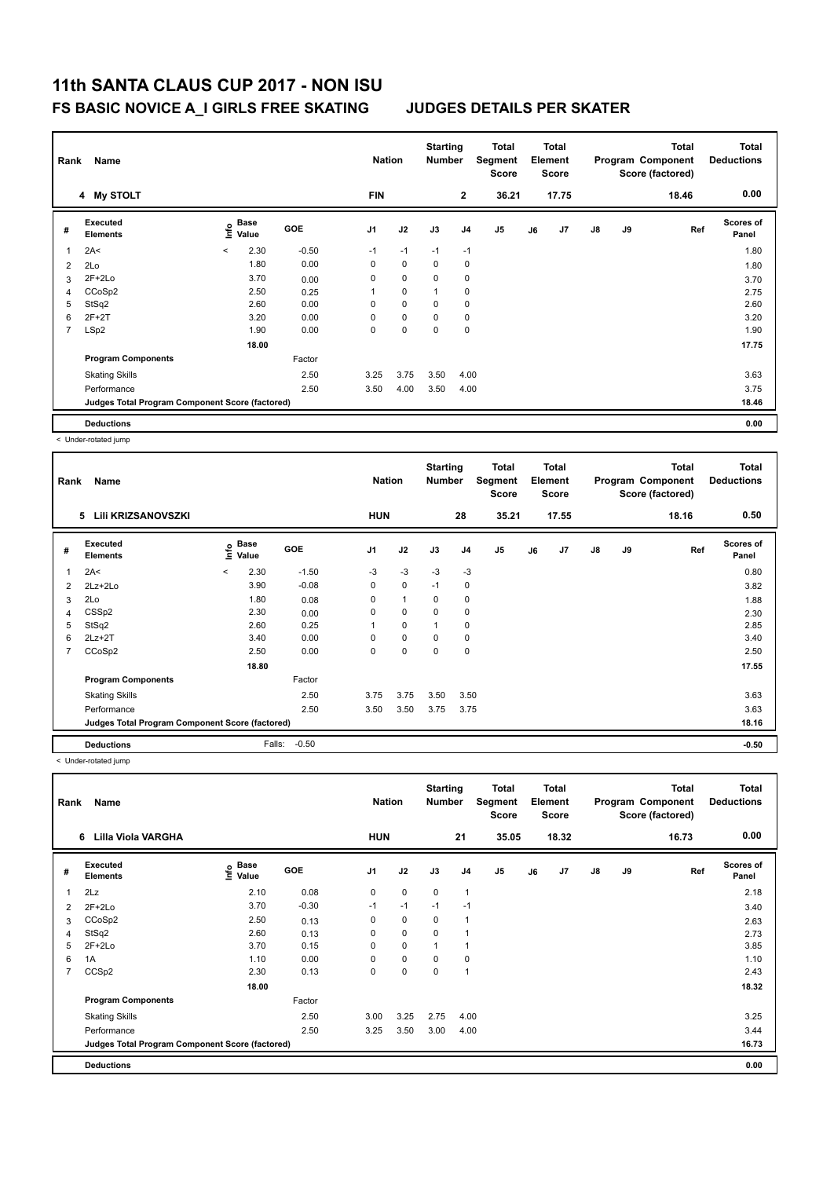# 11th SANTA CLAUS CUP 2017 - NON ISU

## FS BASIC NOVICE A_I GIRLS FREE SKATING — JUDGES DETAILS PER SKATER

| Rank | Name | Nation | Starting Number | Total Segment Score | Total Element Score | Total Program Component Score (factored) | Total Deductions |
|---|---|---|---|---|---|---|---|
| 4 | My STOLT | FIN | 2 | 36.21 | 17.75 | 18.46 | 0.00 |

| # | Executed Elements | Info | Base Value | GOE | J1 | J2 | J3 | J4 | J5 | J6 | J7 | J8 | J9 | Ref | Scores of Panel |
|---|---|---|---|---|---|---|---|---|---|---|---|---|---|---|---|
| 1 | 2A< | < | 2.30 | -0.50 | -1 | -1 | -1 | -1 | | | | | | | 1.80 |
| 2 | 2Lo | | 1.80 | 0.00 | 0 | 0 | 0 | 0 | | | | | | | 1.80 |
| 3 | 2F+2Lo | | 3.70 | 0.00 | 0 | 0 | 0 | 0 | | | | | | | 3.70 |
| 4 | CCoSp2 | | 2.50 | 0.25 | 1 | 0 | 1 | 0 | | | | | | | 2.75 |
| 5 | StSq2 | | 2.60 | 0.00 | 0 | 0 | 0 | 0 | | | | | | | 2.60 |
| 6 | 2F+2T | | 3.20 | 0.00 | 0 | 0 | 0 | 0 | | | | | | | 3.20 |
| 7 | LSp2 | | 1.90 | 0.00 | 0 | 0 | 0 | 0 | | | | | | | 1.90 |
| | | | 18.00 | | | | | | | | | | | | 17.75 |
| | **Program Components** | | | Factor | | | | | | | | | | | |
| | Skating Skills | | | 2.50 | 3.25 | 3.75 | 3.50 | 4.00 | | | | | | | 3.63 |
| | Performance | | | 2.50 | 3.50 | 4.00 | 3.50 | 4.00 | | | | | | | 3.75 |
| | **Judges Total Program Component Score (factored)** | | | | | | | | | | | | | | 18.46 |
| | **Deductions** | | | | | | | | | | | | | | 0.00 |

< Under-rotated jump

| Rank | Name | Nation | Starting Number | Total Segment Score | Total Element Score | Total Program Component Score (factored) | Total Deductions |
|---|---|---|---|---|---|---|---|
| 5 | Lili KRIZSANOVSZKI | HUN | 28 | 35.21 | 17.55 | 18.16 | 0.50 |

| # | Executed Elements | Info | Base Value | GOE | J1 | J2 | J3 | J4 | J5 | J6 | J7 | J8 | J9 | Ref | Scores of Panel |
|---|---|---|---|---|---|---|---|---|---|---|---|---|---|---|---|
| 1 | 2A< | < | 2.30 | -1.50 | -3 | -3 | -3 | -3 | | | | | | | 0.80 |
| 2 | 2Lz+2Lo | | 3.90 | -0.08 | 0 | 0 | -1 | 0 | | | | | | | 3.82 |
| 3 | 2Lo | | 1.80 | 0.08 | 0 | 1 | 0 | 0 | | | | | | | 1.88 |
| 4 | CSSp2 | | 2.30 | 0.00 | 0 | 0 | 0 | 0 | | | | | | | 2.30 |
| 5 | StSq2 | | 2.60 | 0.25 | 1 | 0 | 1 | 0 | | | | | | | 2.85 |
| 6 | 2Lz+2T | | 3.40 | 0.00 | 0 | 0 | 0 | 0 | | | | | | | 3.40 |
| 7 | CCoSp2 | | 2.50 | 0.00 | 0 | 0 | 0 | 0 | | | | | | | 2.50 |
| | | | 18.80 | | | | | | | | | | | | 17.55 |
| | **Program Components** | | | Factor | | | | | | | | | | | |
| | Skating Skills | | | 2.50 | 3.75 | 3.75 | 3.50 | 3.50 | | | | | | | 3.63 |
| | Performance | | | 2.50 | 3.50 | 3.50 | 3.75 | 3.75 | | | | | | | 3.63 |
| | **Judges Total Program Component Score (factored)** | | | | | | | | | | | | | | 18.16 |
| | **Deductions** | | Falls: | -0.50 | | | | | | | | | | | -0.50 |

< Under-rotated jump

| Rank | Name | Nation | Starting Number | Total Segment Score | Total Element Score | Total Program Component Score (factored) | Total Deductions |
|---|---|---|---|---|---|---|---|
| 6 | Lilla Viola VARGHA | HUN | 21 | 35.05 | 18.32 | 16.73 | 0.00 |

| # | Executed Elements | Info | Base Value | GOE | J1 | J2 | J3 | J4 | J5 | J6 | J7 | J8 | J9 | Ref | Scores of Panel |
|---|---|---|---|---|---|---|---|---|---|---|---|---|---|---|---|
| 1 | 2Lz | | 2.10 | 0.08 | 0 | 0 | 0 | 1 | | | | | | | 2.18 |
| 2 | 2F+2Lo | | 3.70 | -0.30 | -1 | -1 | -1 | -1 | | | | | | | 3.40 |
| 3 | CCoSp2 | | 2.50 | 0.13 | 0 | 0 | 0 | 1 | | | | | | | 2.63 |
| 4 | StSq2 | | 2.60 | 0.13 | 0 | 0 | 0 | 1 | | | | | | | 2.73 |
| 5 | 2F+2Lo | | 3.70 | 0.15 | 0 | 0 | 1 | 1 | | | | | | | 3.85 |
| 6 | 1A | | 1.10 | 0.00 | 0 | 0 | 0 | 0 | | | | | | | 1.10 |
| 7 | CCSp2 | | 2.30 | 0.13 | 0 | 0 | 0 | 1 | | | | | | | 2.43 |
| | | | 18.00 | | | | | | | | | | | | 18.32 |
| | **Program Components** | | | Factor | | | | | | | | | | | |
| | Skating Skills | | | 2.50 | 3.00 | 3.25 | 2.75 | 4.00 | | | | | | | 3.25 |
| | Performance | | | 2.50 | 3.25 | 3.50 | 3.00 | 4.00 | | | | | | | 3.44 |
| | **Judges Total Program Component Score (factored)** | | | | | | | | | | | | | | 16.73 |
| | **Deductions** | | | | | | | | | | | | | | 0.00 |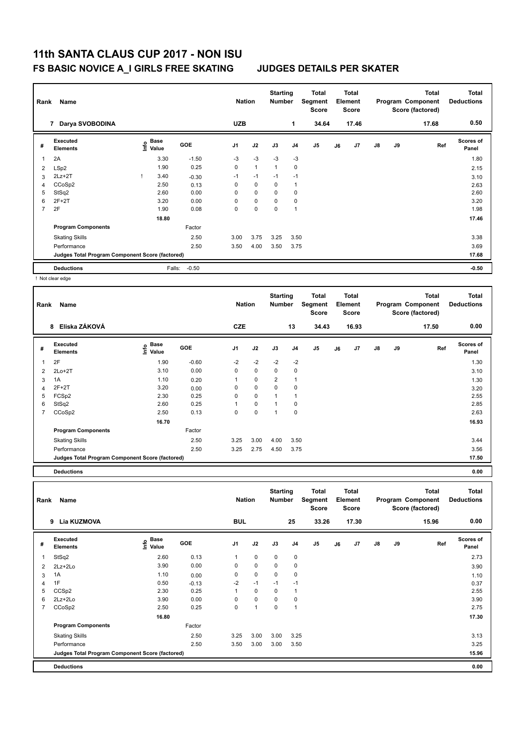# 11th SANTA CLAUS CUP 2017 - NON ISU

## FS BASIC NOVICE A_I GIRLS FREE SKATING    JUDGES DETAILS PER SKATER

| Rank | Name | Nation | Starting Number | Total Segment Score | Total Element Score | Total Program Component Score (factored) | Total Deductions |
|---|---|---|---|---|---|---|---|
| 7 | Darya SVOBODINA | UZB | 1 | 34.64 | 17.46 | 17.68 | 0.50 |

| # | Executed Elements | Info | Base Value | GOE | J1 | J2 | J3 | J4 | J5 | J6 | J7 | J8 | J9 | Ref | Scores of Panel |
|---|---|---|---|---|---|---|---|---|---|---|---|---|---|---|---|
| 1 | 2A | | 3.30 | -1.50 | -3 | -3 | -3 | -3 | | | | | | | 1.80 |
| 2 | LSp2 | | 1.90 | 0.25 | 0 | 1 | 1 | 0 | | | | | | | 2.15 |
| 3 | 2Lz+2T | ! | 3.40 | -0.30 | -1 | -1 | -1 | -1 | | | | | | | 3.10 |
| 4 | CCoSp2 | | 2.50 | 0.13 | 0 | 0 | 0 | 1 | | | | | | | 2.63 |
| 5 | StSq2 | | 2.60 | 0.00 | 0 | 0 | 0 | 0 | | | | | | | 2.60 |
| 6 | 2F+2T | | 3.20 | 0.00 | 0 | 0 | 0 | 0 | | | | | | | 3.20 |
| 7 | 2F | | 1.90 | 0.08 | 0 | 0 | 0 | 1 | | | | | | | 1.98 |
| | | | 18.80 | | | | | | | | | | | | 17.46 |
| | **Program Components** | | | Factor | | | | | | | | | | | |
| | Skating Skills | | | 2.50 | 3.00 | 3.75 | 3.25 | 3.50 | | | | | | | 3.38 |
| | Performance | | | 2.50 | 3.50 | 4.00 | 3.50 | 3.75 | | | | | | | 3.69 |
| | **Judges Total Program Component Score (factored)** | | | | | | | | | | | | | | 17.68 |
| | **Deductions** | | Falls: | -0.50 | | | | | | | | | | | -0.50 |

! Not clear edge

| Rank | Name | Nation | Starting Number | Total Segment Score | Total Element Score | Total Program Component Score (factored) | Total Deductions |
|---|---|---|---|---|---|---|---|
| 8 | Eliska ZÁKOVÁ | CZE | 13 | 34.43 | 16.93 | 17.50 | 0.00 |

| # | Executed Elements | Info | Base Value | GOE | J1 | J2 | J3 | J4 | J5 | J6 | J7 | J8 | J9 | Ref | Scores of Panel |
|---|---|---|---|---|---|---|---|---|---|---|---|---|---|---|---|
| 1 | 2F | | 1.90 | -0.60 | -2 | -2 | -2 | -2 | | | | | | | 1.30 |
| 2 | 2Lo+2T | | 3.10 | 0.00 | 0 | 0 | 0 | 0 | | | | | | | 3.10 |
| 3 | 1A | | 1.10 | 0.20 | 1 | 0 | 2 | 1 | | | | | | | 1.30 |
| 4 | 2F+2T | | 3.20 | 0.00 | 0 | 0 | 0 | 0 | | | | | | | 3.20 |
| 5 | FCSp2 | | 2.30 | 0.25 | 0 | 0 | 1 | 1 | | | | | | | 2.55 |
| 6 | StSq2 | | 2.60 | 0.25 | 1 | 0 | 1 | 0 | | | | | | | 2.85 |
| 7 | CCoSp2 | | 2.50 | 0.13 | 0 | 0 | 1 | 0 | | | | | | | 2.63 |
| | | | 16.70 | | | | | | | | | | | | 16.93 |
| | **Program Components** | | | Factor | | | | | | | | | | | |
| | Skating Skills | | | 2.50 | 3.25 | 3.00 | 4.00 | 3.50 | | | | | | | 3.44 |
| | Performance | | | 2.50 | 3.25 | 2.75 | 4.50 | 3.75 | | | | | | | 3.56 |
| | **Judges Total Program Component Score (factored)** | | | | | | | | | | | | | | 17.50 |
| | **Deductions** | | | | | | | | | | | | | | 0.00 |

| Rank | Name | Nation | Starting Number | Total Segment Score | Total Element Score | Total Program Component Score (factored) | Total Deductions |
|---|---|---|---|---|---|---|---|
| 9 | Lia KUZMOVA | BUL | 25 | 33.26 | 17.30 | 15.96 | 0.00 |

| # | Executed Elements | Info | Base Value | GOE | J1 | J2 | J3 | J4 | J5 | J6 | J7 | J8 | J9 | Ref | Scores of Panel |
|---|---|---|---|---|---|---|---|---|---|---|---|---|---|---|---|
| 1 | StSq2 | | 2.60 | 0.13 | 1 | 0 | 0 | 0 | | | | | | | 2.73 |
| 2 | 2Lz+2Lo | | 3.90 | 0.00 | 0 | 0 | 0 | 0 | | | | | | | 3.90 |
| 3 | 1A | | 1.10 | 0.00 | 0 | 0 | 0 | 0 | | | | | | | 1.10 |
| 4 | 1F | | 0.50 | -0.13 | -2 | -1 | -1 | -1 | | | | | | | 0.37 |
| 5 | CCSp2 | | 2.30 | 0.25 | 1 | 0 | 0 | 1 | | | | | | | 2.55 |
| 6 | 2Lz+2Lo | | 3.90 | 0.00 | 0 | 0 | 0 | 0 | | | | | | | 3.90 |
| 7 | CCoSp2 | | 2.50 | 0.25 | 0 | 1 | 0 | 1 | | | | | | | 2.75 |
| | | | 16.80 | | | | | | | | | | | | 17.30 |
| | **Program Components** | | | Factor | | | | | | | | | | | |
| | Skating Skills | | | 2.50 | 3.25 | 3.00 | 3.00 | 3.25 | | | | | | | 3.13 |
| | Performance | | | 2.50 | 3.50 | 3.00 | 3.00 | 3.50 | | | | | | | 3.25 |
| | **Judges Total Program Component Score (factored)** | | | | | | | | | | | | | | 15.96 |
| | **Deductions** | | | | | | | | | | | | | | 0.00 |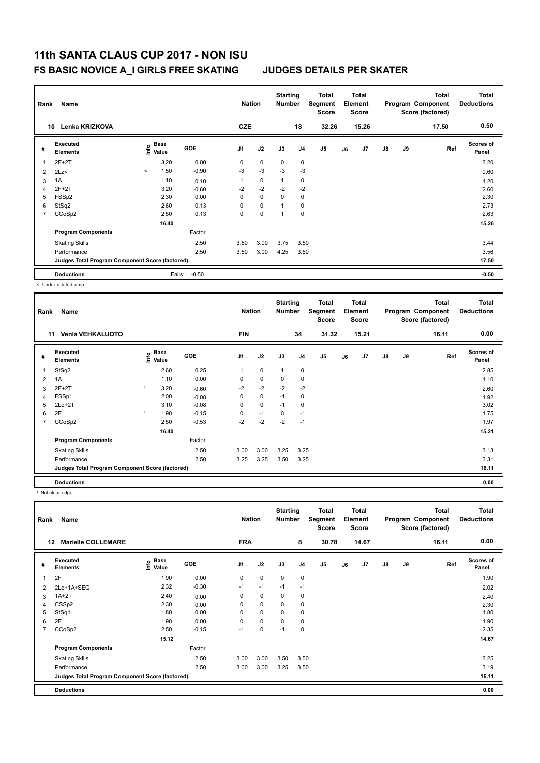# 11th SANTA CLAUS CUP 2017 - NON ISU

## FS BASIC NOVICE A_I GIRLS FREE SKATING — JUDGES DETAILS PER SKATER

| Rank | Name | Nation | Starting Number | Total Segment Score | Total Element Score | Total Program Component Score (factored) | Total Deductions |
|---|---|---|---|---|---|---|---|
| 10 | Lenka KRIZKOVA | CZE | 18 | 32.26 | 15.26 | 17.50 | 0.50 |

| # | Executed Elements | Info | Base Value | GOE | J1 | J2 | J3 | J4 | J5 | J6 | J7 | J8 | J9 | Ref | Scores of Panel |
|---|---|---|---|---|---|---|---|---|---|---|---|---|---|---|---|
| 1 | 2F+2T | | 3.20 | 0.00 | 0 | 0 | 0 | 0 | | | | | | | 3.20 |
| 2 | 2Lz< | < | 1.50 | -0.90 | -3 | -3 | -3 | -3 | | | | | | | 0.60 |
| 3 | 1A | | 1.10 | 0.10 | 1 | 0 | 1 | 0 | | | | | | | 1.20 |
| 4 | 2F+2T | | 3.20 | -0.60 | -2 | -2 | -2 | -2 | | | | | | | 2.60 |
| 5 | FSSp2 | | 2.30 | 0.00 | 0 | 0 | 0 | 0 | | | | | | | 2.30 |
| 6 | StSq2 | | 2.60 | 0.13 | 0 | 0 | 1 | 0 | | | | | | | 2.73 |
| 7 | CCoSp2 | | 2.50 | 0.13 | 0 | 0 | 1 | 0 | | | | | | | 2.63 |
| | | | 16.40 | | | | | | | | | | | | 15.26 |
| | **Program Components** | | | Factor | | | | | | | | | | | |
| | Skating Skills | | | 2.50 | 3.50 | 3.00 | 3.75 | 3.50 | | | | | | | 3.44 |
| | Performance | | | 2.50 | 3.50 | 3.00 | 4.25 | 3.50 | | | | | | | 3.56 |
| | Judges Total Program Component Score (factored) | | | | | | | | | | | | | | 17.50 |
| | **Deductions** | | Falls: | -0.50 | | | | | | | | | | | -0.50 |

< Under-rotated jump

| Rank | Name | Nation | Starting Number | Total Segment Score | Total Element Score | Total Program Component Score (factored) | Total Deductions |
|---|---|---|---|---|---|---|---|
| 11 | Venla VEHKALUOTO | FIN | 34 | 31.32 | 15.21 | 16.11 | 0.00 |

| # | Executed Elements | Info | Base Value | GOE | J1 | J2 | J3 | J4 | J5 | J6 | J7 | J8 | J9 | Ref | Scores of Panel |
|---|---|---|---|---|---|---|---|---|---|---|---|---|---|---|---|
| 1 | StSq2 | | 2.60 | 0.25 | 1 | 0 | 1 | 0 | | | | | | | 2.85 |
| 2 | 1A | | 1.10 | 0.00 | 0 | 0 | 0 | 0 | | | | | | | 1.10 |
| 3 | 2F+2T | ! | 3.20 | -0.60 | -2 | -2 | -2 | -2 | | | | | | | 2.60 |
| 4 | FSSp1 | | 2.00 | -0.08 | 0 | 0 | -1 | 0 | | | | | | | 1.92 |
| 5 | 2Lo+2T | | 3.10 | -0.08 | 0 | 0 | -1 | 0 | | | | | | | 3.02 |
| 6 | 2F | ! | 1.90 | -0.15 | 0 | -1 | 0 | -1 | | | | | | | 1.75 |
| 7 | CCoSp2 | | 2.50 | -0.53 | -2 | -2 | -2 | -1 | | | | | | | 1.97 |
| | | | 16.40 | | | | | | | | | | | | 15.21 |
| | **Program Components** | | | Factor | | | | | | | | | | | |
| | Skating Skills | | | 2.50 | 3.00 | 3.00 | 3.25 | 3.25 | | | | | | | 3.13 |
| | Performance | | | 2.50 | 3.25 | 3.25 | 3.50 | 3.25 | | | | | | | 3.31 |
| | Judges Total Program Component Score (factored) | | | | | | | | | | | | | | 16.11 |
| | **Deductions** | | | | | | | | | | | | | | 0.00 |

! Not clear edge

| Rank | Name | Nation | Starting Number | Total Segment Score | Total Element Score | Total Program Component Score (factored) | Total Deductions |
|---|---|---|---|---|---|---|---|
| 12 | Marielle COLLEMARE | FRA | 8 | 30.78 | 14.67 | 16.11 | 0.00 |

| # | Executed Elements | Info | Base Value | GOE | J1 | J2 | J3 | J4 | J5 | J6 | J7 | J8 | J9 | Ref | Scores of Panel |
|---|---|---|---|---|---|---|---|---|---|---|---|---|---|---|---|
| 1 | 2F | | 1.90 | 0.00 | 0 | 0 | 0 | 0 | | | | | | | 1.90 |
| 2 | 2Lo+1A+SEQ | | 2.32 | -0.30 | -1 | -1 | -1 | -1 | | | | | | | 2.02 |
| 3 | 1A+2T | | 2.40 | 0.00 | 0 | 0 | 0 | 0 | | | | | | | 2.40 |
| 4 | CSSp2 | | 2.30 | 0.00 | 0 | 0 | 0 | 0 | | | | | | | 2.30 |
| 5 | StSq1 | | 1.80 | 0.00 | 0 | 0 | 0 | 0 | | | | | | | 1.80 |
| 6 | 2F | | 1.90 | 0.00 | 0 | 0 | 0 | 0 | | | | | | | 1.90 |
| 7 | CCoSp2 | | 2.50 | -0.15 | -1 | 0 | -1 | 0 | | | | | | | 2.35 |
| | | | 15.12 | | | | | | | | | | | | 14.67 |
| | **Program Components** | | | Factor | | | | | | | | | | | |
| | Skating Skills | | | 2.50 | 3.00 | 3.00 | 3.50 | 3.50 | | | | | | | 3.25 |
| | Performance | | | 2.50 | 3.00 | 3.00 | 3.25 | 3.50 | | | | | | | 3.19 |
| | Judges Total Program Component Score (factored) | | | | | | | | | | | | | | 16.11 |
| | **Deductions** | | | | | | | | | | | | | | 0.00 |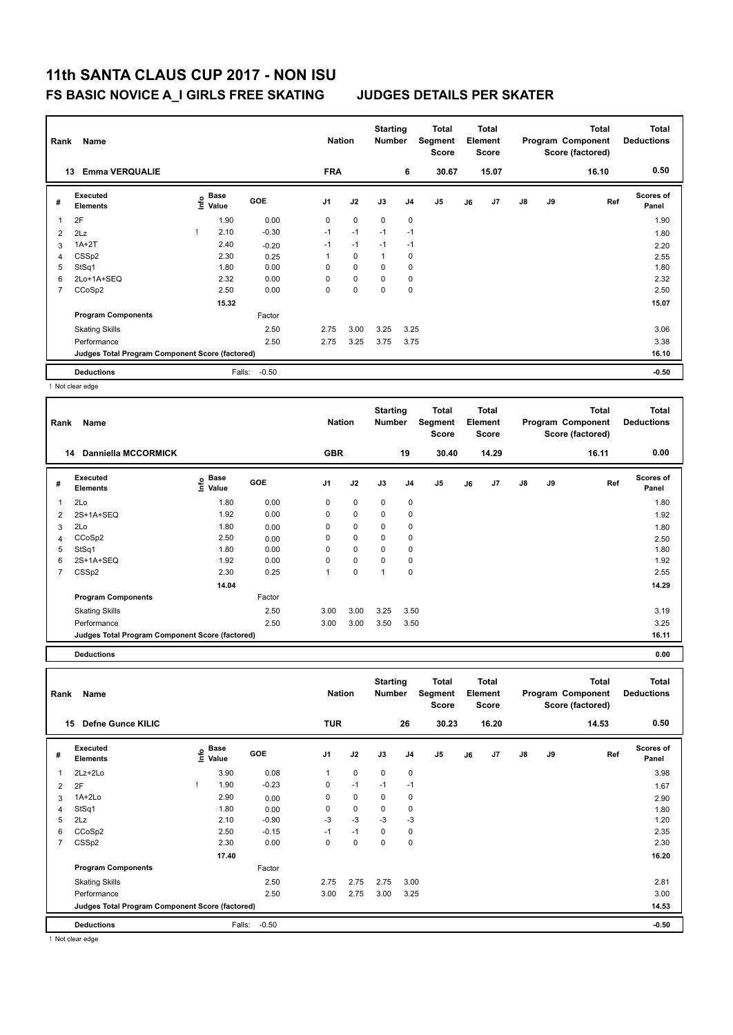# 11th SANTA CLAUS CUP 2017 - NON ISU

## FS BASIC NOVICE A_I GIRLS FREE SKATING — JUDGES DETAILS PER SKATER

| Rank | Name | Nation | Starting Number | Total Segment Score | Total Element Score | Total Program Component Score (factored) | Total Deductions |
|---|---|---|---|---|---|---|---|
| 13 | Emma VERQUALIE | FRA | 6 | 30.67 | 15.07 | 16.10 | 0.50 |

| # | Executed Elements | Info | Base Value | GOE | J1 | J2 | J3 | J4 | J5 | J6 | J7 | J8 | J9 | Ref | Scores of Panel |
|---|---|---|---|---|---|---|---|---|---|---|---|---|---|---|---|
| 1 | 2F | | 1.90 | 0.00 | 0 | 0 | 0 | 0 | | | | | | | 1.90 |
| 2 | 2Lz | ! | 2.10 | -0.30 | -1 | -1 | -1 | -1 | | | | | | | 1.80 |
| 3 | 1A+2T | | 2.40 | -0.20 | -1 | -1 | -1 | -1 | | | | | | | 2.20 |
| 4 | CSSp2 | | 2.30 | 0.25 | 1 | 0 | 1 | 0 | | | | | | | 2.55 |
| 5 | StSq1 | | 1.80 | 0.00 | 0 | 0 | 0 | 0 | | | | | | | 1.80 |
| 6 | 2Lo+1A+SEQ | | 2.32 | 0.00 | 0 | 0 | 0 | 0 | | | | | | | 2.32 |
| 7 | CCoSp2 | | 2.50 | 0.00 | 0 | 0 | 0 | 0 | | | | | | | 2.50 |
| | | | 15.32 | | | | | | | | | | | | 15.07 |
| | **Program Components** | | | Factor | | | | | | | | | | | |
| | Skating Skills | | | 2.50 | 2.75 | 3.00 | 3.25 | 3.25 | | | | | | | 3.06 |
| | Performance | | | 2.50 | 2.75 | 3.25 | 3.75 | 3.75 | | | | | | | 3.38 |
| | **Judges Total Program Component Score (factored)** | | | | | | | | | | | | | | 16.10 |
| | **Deductions** | | Falls: | -0.50 | | | | | | | | | | | -0.50 |

! Not clear edge

| Rank | Name | Nation | Starting Number | Total Segment Score | Total Element Score | Total Program Component Score (factored) | Total Deductions |
|---|---|---|---|---|---|---|---|
| 14 | Danniella MCCORMICK | GBR | 19 | 30.40 | 14.29 | 16.11 | 0.00 |

| # | Executed Elements | Info | Base Value | GOE | J1 | J2 | J3 | J4 | J5 | J6 | J7 | J8 | J9 | Ref | Scores of Panel |
|---|---|---|---|---|---|---|---|---|---|---|---|---|---|---|---|
| 1 | 2Lo | | 1.80 | 0.00 | 0 | 0 | 0 | 0 | | | | | | | 1.80 |
| 2 | 2S+1A+SEQ | | 1.92 | 0.00 | 0 | 0 | 0 | 0 | | | | | | | 1.92 |
| 3 | 2Lo | | 1.80 | 0.00 | 0 | 0 | 0 | 0 | | | | | | | 1.80 |
| 4 | CCoSp2 | | 2.50 | 0.00 | 0 | 0 | 0 | 0 | | | | | | | 2.50 |
| 5 | StSq1 | | 1.80 | 0.00 | 0 | 0 | 0 | 0 | | | | | | | 1.80 |
| 6 | 2S+1A+SEQ | | 1.92 | 0.00 | 0 | 0 | 0 | 0 | | | | | | | 1.92 |
| 7 | CSSp2 | | 2.30 | 0.25 | 1 | 0 | 1 | 0 | | | | | | | 2.55 |
| | | | 14.04 | | | | | | | | | | | | 14.29 |
| | **Program Components** | | | Factor | | | | | | | | | | | |
| | Skating Skills | | | 2.50 | 3.00 | 3.00 | 3.25 | 3.50 | | | | | | | 3.19 |
| | Performance | | | 2.50 | 3.00 | 3.00 | 3.50 | 3.50 | | | | | | | 3.25 |
| | **Judges Total Program Component Score (factored)** | | | | | | | | | | | | | | 16.11 |
| | **Deductions** | | | | | | | | | | | | | | 0.00 |

| Rank | Name | Nation | Starting Number | Total Segment Score | Total Element Score | Total Program Component Score (factored) | Total Deductions |
|---|---|---|---|---|---|---|---|
| 15 | Defne Gunce KILIC | TUR | 26 | 30.23 | 16.20 | 14.53 | 0.50 |

| # | Executed Elements | Info | Base Value | GOE | J1 | J2 | J3 | J4 | J5 | J6 | J7 | J8 | J9 | Ref | Scores of Panel |
|---|---|---|---|---|---|---|---|---|---|---|---|---|---|---|---|
| 1 | 2Lz+2Lo | | 3.90 | 0.08 | 1 | 0 | 0 | 0 | | | | | | | 3.98 |
| 2 | 2F | ! | 1.90 | -0.23 | 0 | -1 | -1 | -1 | | | | | | | 1.67 |
| 3 | 1A+2Lo | | 2.90 | 0.00 | 0 | 0 | 0 | 0 | | | | | | | 2.90 |
| 4 | StSq1 | | 1.80 | 0.00 | 0 | 0 | 0 | 0 | | | | | | | 1.80 |
| 5 | 2Lz | | 2.10 | -0.90 | -3 | -3 | -3 | -3 | | | | | | | 1.20 |
| 6 | CCoSp2 | | 2.50 | -0.15 | -1 | -1 | 0 | 0 | | | | | | | 2.35 |
| 7 | CSSp2 | | 2.30 | 0.00 | 0 | 0 | 0 | 0 | | | | | | | 2.30 |
| | | | 17.40 | | | | | | | | | | | | 16.20 |
| | **Program Components** | | | Factor | | | | | | | | | | | |
| | Skating Skills | | | 2.50 | 2.75 | 2.75 | 2.75 | 3.00 | | | | | | | 2.81 |
| | Performance | | | 2.50 | 3.00 | 2.75 | 3.00 | 3.25 | | | | | | | 3.00 |
| | **Judges Total Program Component Score (factored)** | | | | | | | | | | | | | | 14.53 |
| | **Deductions** | | Falls: | -0.50 | | | | | | | | | | | -0.50 |

! Not clear edge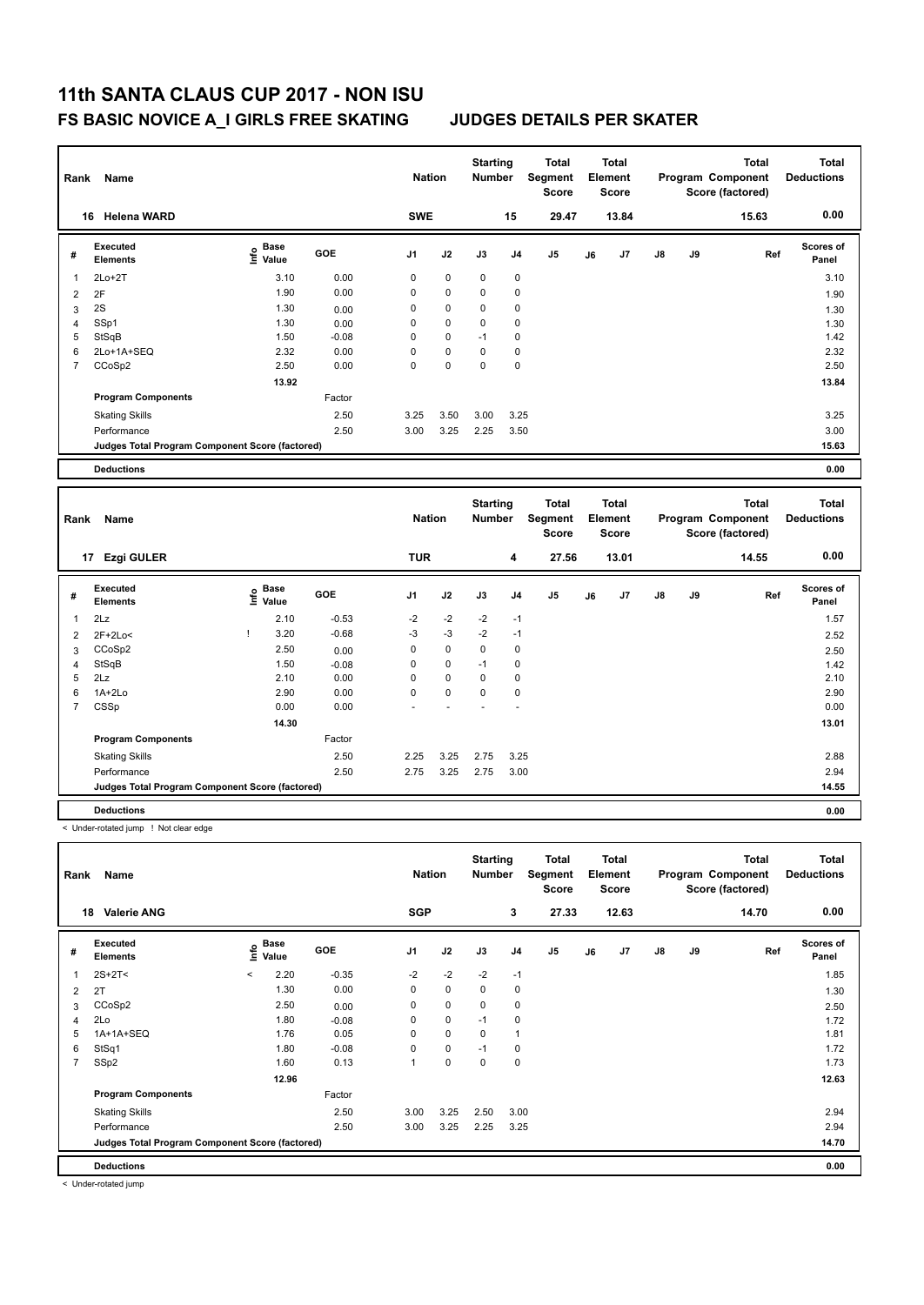# 11th SANTA CLAUS CUP 2017 - NON ISU

## FS BASIC NOVICE A_I GIRLS FREE SKATING JUDGES DETAILS PER SKATER

| Rank | Name | Nation | Starting Number | Total Segment Score | Total Element Score | Total Program Component Score (factored) | Total Deductions |
|---|---|---|---|---|---|---|---|
| 16 | Helena WARD | SWE | 15 | 29.47 | 13.84 | 15.63 | 0.00 |

| # | Executed Elements | Info | Base Value | GOE | J1 | J2 | J3 | J4 | J5 | J6 | J7 | J8 | J9 | Ref | Scores of Panel |
|---|---|---|---|---|---|---|---|---|---|---|---|---|---|---|---|
| 1 | 2Lo+2T | | 3.10 | 0.00 | 0 | 0 | 0 | 0 | | | | | | | 3.10 |
| 2 | 2F | | 1.90 | 0.00 | 0 | 0 | 0 | 0 | | | | | | | 1.90 |
| 3 | 2S | | 1.30 | 0.00 | 0 | 0 | 0 | 0 | | | | | | | 1.30 |
| 4 | SSp1 | | 1.30 | 0.00 | 0 | 0 | 0 | 0 | | | | | | | 1.30 |
| 5 | StSqB | | 1.50 | -0.08 | 0 | 0 | -1 | 0 | | | | | | | 1.42 |
| 6 | 2Lo+1A+SEQ | | 2.32 | 0.00 | 0 | 0 | 0 | 0 | | | | | | | 2.32 |
| 7 | CCoSp2 | | 2.50 | 0.00 | 0 | 0 | 0 | 0 | | | | | | | 2.50 |
| | | | 13.92 | | | | | | | | | | | | 13.84 |
| | Program Components | | | Factor | | | | | | | | | | | |
| | Skating Skills | | | 2.50 | 3.25 | 3.50 | 3.00 | 3.25 | | | | | | | 3.25 |
| | Performance | | | 2.50 | 3.00 | 3.25 | 2.25 | 3.50 | | | | | | | 3.00 |
| | Judges Total Program Component Score (factored) | | | | | | | | | | | | | | 15.63 |
| | Deductions | | | | | | | | | | | | | | 0.00 |

| Rank | Name | Nation | Starting Number | Total Segment Score | Total Element Score | Total Program Component Score (factored) | Total Deductions |
|---|---|---|---|---|---|---|---|
| 17 | Ezgi GULER | TUR | 4 | 27.56 | 13.01 | 14.55 | 0.00 |

| # | Executed Elements | Info | Base Value | GOE | J1 | J2 | J3 | J4 | J5 | J6 | J7 | J8 | J9 | Ref | Scores of Panel |
|---|---|---|---|---|---|---|---|---|---|---|---|---|---|---|---|
| 1 | 2Lz | | 2.10 | -0.53 | -2 | -2 | -2 | -1 | | | | | | | 1.57 |
| 2 | 2F+2Lo< | ! | 3.20 | -0.68 | -3 | -3 | -2 | -1 | | | | | | | 2.52 |
| 3 | CCoSp2 | | 2.50 | 0.00 | 0 | 0 | 0 | 0 | | | | | | | 2.50 |
| 4 | StSqB | | 1.50 | -0.08 | 0 | 0 | -1 | 0 | | | | | | | 1.42 |
| 5 | 2Lz | | 2.10 | 0.00 | 0 | 0 | 0 | 0 | | | | | | | 2.10 |
| 6 | 1A+2Lo | | 2.90 | 0.00 | 0 | 0 | 0 | 0 | | | | | | | 2.90 |
| 7 | CSSp | | 0.00 | 0.00 | - | - | - | - | | | | | | | 0.00 |
| | | | 14.30 | | | | | | | | | | | | 13.01 |
| | Program Components | | | Factor | | | | | | | | | | | |
| | Skating Skills | | | 2.50 | 2.25 | 3.25 | 2.75 | 3.25 | | | | | | | 2.88 |
| | Performance | | | 2.50 | 2.75 | 3.25 | 2.75 | 3.00 | | | | | | | 2.94 |
| | Judges Total Program Component Score (factored) | | | | | | | | | | | | | | 14.55 |
| | Deductions | | | | | | | | | | | | | | 0.00 |

< Under-rotated jump ! Not clear edge

| Rank | Name | Nation | Starting Number | Total Segment Score | Total Element Score | Total Program Component Score (factored) | Total Deductions |
|---|---|---|---|---|---|---|---|
| 18 | Valerie ANG | SGP | 3 | 27.33 | 12.63 | 14.70 | 0.00 |

| # | Executed Elements | Info | Base Value | GOE | J1 | J2 | J3 | J4 | J5 | J6 | J7 | J8 | J9 | Ref | Scores of Panel |
|---|---|---|---|---|---|---|---|---|---|---|---|---|---|---|---|
| 1 | 2S+2T< | < | 2.20 | -0.35 | -2 | -2 | -2 | -1 | | | | | | | 1.85 |
| 2 | 2T | | 1.30 | 0.00 | 0 | 0 | 0 | 0 | | | | | | | 1.30 |
| 3 | CCoSp2 | | 2.50 | 0.00 | 0 | 0 | 0 | 0 | | | | | | | 2.50 |
| 4 | 2Lo | | 1.80 | -0.08 | 0 | 0 | -1 | 0 | | | | | | | 1.72 |
| 5 | 1A+1A+SEQ | | 1.76 | 0.05 | 0 | 0 | 0 | 1 | | | | | | | 1.81 |
| 6 | StSq1 | | 1.80 | -0.08 | 0 | 0 | -1 | 0 | | | | | | | 1.72 |
| 7 | SSp2 | | 1.60 | 0.13 | 1 | 0 | 0 | 0 | | | | | | | 1.73 |
| | | | 12.96 | | | | | | | | | | | | 12.63 |
| | Program Components | | | Factor | | | | | | | | | | | |
| | Skating Skills | | | 2.50 | 3.00 | 3.25 | 2.50 | 3.00 | | | | | | | 2.94 |
| | Performance | | | 2.50 | 3.00 | 3.25 | 2.25 | 3.25 | | | | | | | 2.94 |
| | Judges Total Program Component Score (factored) | | | | | | | | | | | | | | 14.70 |
| | Deductions | | | | | | | | | | | | | | 0.00 |

< Under-rotated jump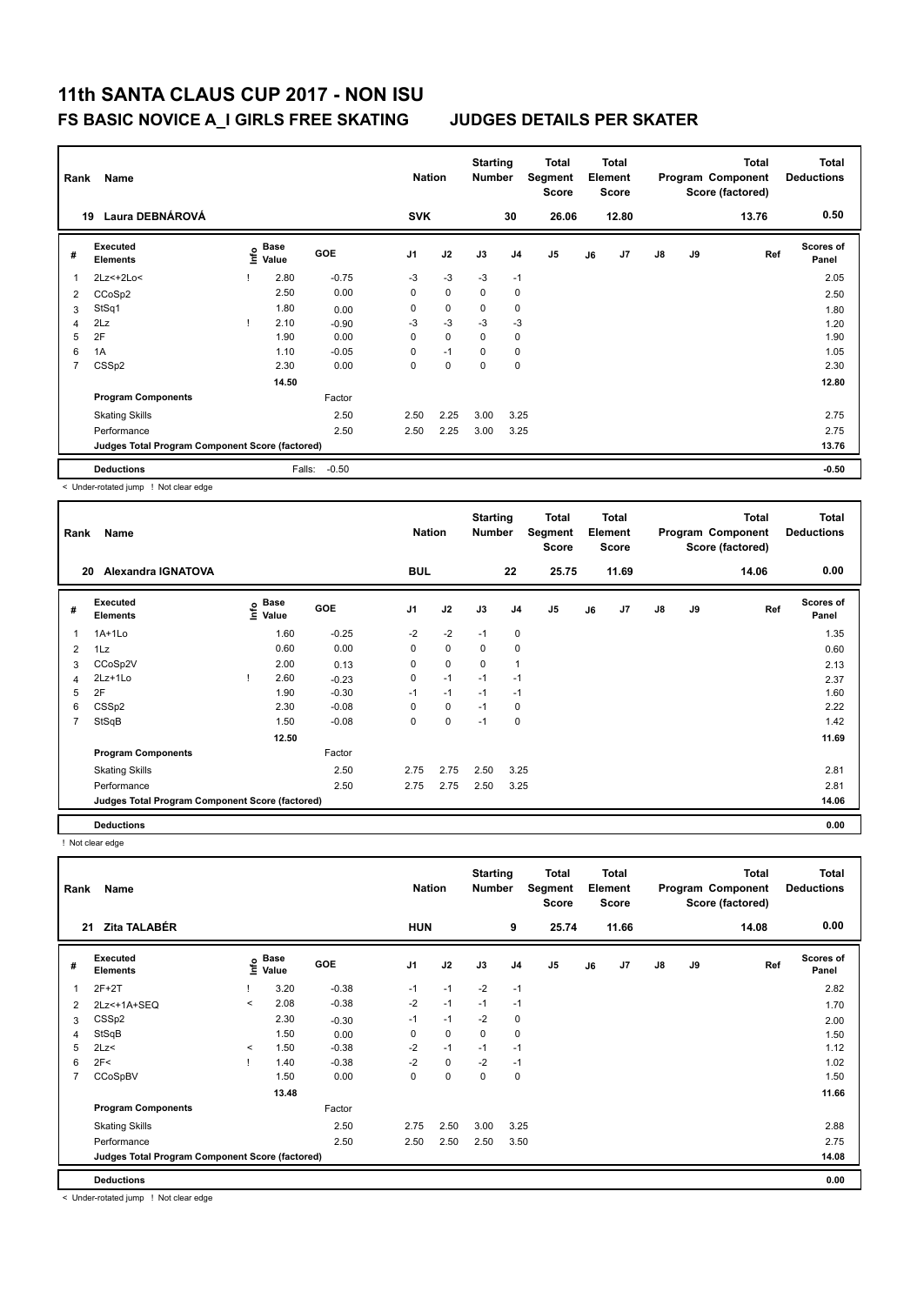# 11th SANTA CLAUS CUP 2017 - NON ISU

## FS BASIC NOVICE A_I GIRLS FREE SKATING JUDGES DETAILS PER SKATER

| Rank | Name | Nation | Starting Number | Total Segment Score | Total Element Score | Total Program Component Score (factored) | Total Deductions |
|---|---|---|---|---|---|---|---|
| 19 | Laura DEBNÁROVÁ | SVK | 30 | 26.06 | 12.80 | 13.76 | 0.50 |

| # | Executed Elements | Info | Base Value | GOE | J1 | J2 | J3 | J4 | J5 | J6 | J7 | J8 | J9 | Ref | Scores of Panel |
|---|---|---|---|---|---|---|---|---|---|---|---|---|---|---|---|
| 1 | 2Lz<+2Lo< | ! | 2.80 | -0.75 | -3 | -3 | -3 | -1 | | | | | | | 2.05 |
| 2 | CCoSp2 | | 2.50 | 0.00 | 0 | 0 | 0 | 0 | | | | | | | 2.50 |
| 3 | StSq1 | | 1.80 | 0.00 | 0 | 0 | 0 | 0 | | | | | | | 1.80 |
| 4 | 2Lz | ! | 2.10 | -0.90 | -3 | -3 | -3 | -3 | | | | | | | 1.20 |
| 5 | 2F | | 1.90 | 0.00 | 0 | 0 | 0 | 0 | | | | | | | 1.90 |
| 6 | 1A | | 1.10 | -0.05 | 0 | -1 | 0 | 0 | | | | | | | 1.05 |
| 7 | CSSp2 | | 2.30 | 0.00 | 0 | 0 | 0 | 0 | | | | | | | 2.30 |
| | | | 14.50 | | | | | | | | | | | | 12.80 |
| | Program Components | | | Factor | | | | | | | | | | | |
| | Skating Skills | | | 2.50 | 2.50 | 2.25 | 3.00 | 3.25 | | | | | | | 2.75 |
| | Performance | | | 2.50 | 2.50 | 2.25 | 3.00 | 3.25 | | | | | | | 2.75 |
| | Judges Total Program Component Score (factored) | | | | | | | | | | | | | | 13.76 |
| | Deductions | | Falls: | -0.50 | | | | | | | | | | | -0.50 |

< Under-rotated jump ! Not clear edge

| Rank | Name | Nation | Starting Number | Total Segment Score | Total Element Score | Total Program Component Score (factored) | Total Deductions |
|---|---|---|---|---|---|---|---|
| 20 | Alexandra IGNATOVA | BUL | 22 | 25.75 | 11.69 | 14.06 | 0.00 |

| # | Executed Elements | Info | Base Value | GOE | J1 | J2 | J3 | J4 | J5 | J6 | J7 | J8 | J9 | Ref | Scores of Panel |
|---|---|---|---|---|---|---|---|---|---|---|---|---|---|---|---|
| 1 | 1A+1Lo | | 1.60 | -0.25 | -2 | -2 | -1 | 0 | | | | | | | 1.35 |
| 2 | 1Lz | | 0.60 | 0.00 | 0 | 0 | 0 | 0 | | | | | | | 0.60 |
| 3 | CCoSp2V | | 2.00 | 0.13 | 0 | 0 | 0 | 1 | | | | | | | 2.13 |
| 4 | 2Lz+1Lo | ! | 2.60 | -0.23 | 0 | -1 | -1 | -1 | | | | | | | 2.37 |
| 5 | 2F | | 1.90 | -0.30 | -1 | -1 | -1 | -1 | | | | | | | 1.60 |
| 6 | CSSp2 | | 2.30 | -0.08 | 0 | 0 | -1 | 0 | | | | | | | 2.22 |
| 7 | StSqB | | 1.50 | -0.08 | 0 | 0 | -1 | 0 | | | | | | | 1.42 |
| | | | 12.50 | | | | | | | | | | | | 11.69 |
| | Program Components | | | Factor | | | | | | | | | | | |
| | Skating Skills | | | 2.50 | 2.75 | 2.75 | 2.50 | 3.25 | | | | | | | 2.81 |
| | Performance | | | 2.50 | 2.75 | 2.75 | 2.50 | 3.25 | | | | | | | 2.81 |
| | Judges Total Program Component Score (factored) | | | | | | | | | | | | | | 14.06 |
| | Deductions | | | | | | | | | | | | | | 0.00 |

! Not clear edge

| Rank | Name | Nation | Starting Number | Total Segment Score | Total Element Score | Total Program Component Score (factored) | Total Deductions |
|---|---|---|---|---|---|---|---|
| 21 | Zita TALABÉR | HUN | 9 | 25.74 | 11.66 | 14.08 | 0.00 |

| # | Executed Elements | Info | Base Value | GOE | J1 | J2 | J3 | J4 | J5 | J6 | J7 | J8 | J9 | Ref | Scores of Panel |
|---|---|---|---|---|---|---|---|---|---|---|---|---|---|---|---|
| 1 | 2F+2T | ! | 3.20 | -0.38 | -1 | -1 | -2 | -1 | | | | | | | 2.82 |
| 2 | 2Lz<+1A+SEQ | < | 2.08 | -0.38 | -2 | -1 | -1 | -1 | | | | | | | 1.70 |
| 3 | CSSp2 | | 2.30 | -0.30 | -1 | -1 | -2 | 0 | | | | | | | 2.00 |
| 4 | StSqB | | 1.50 | 0.00 | 0 | 0 | 0 | 0 | | | | | | | 1.50 |
| 5 | 2Lz< | < | 1.50 | -0.38 | -2 | -1 | -1 | -1 | | | | | | | 1.12 |
| 6 | 2F< | ! | 1.40 | -0.38 | -2 | 0 | -2 | -1 | | | | | | | 1.02 |
| 7 | CCoSpBV | | 1.50 | 0.00 | 0 | 0 | 0 | 0 | | | | | | | 1.50 |
| | | | 13.48 | | | | | | | | | | | | 11.66 |
| | Program Components | | | Factor | | | | | | | | | | | |
| | Skating Skills | | | 2.50 | 2.75 | 2.50 | 3.00 | 3.25 | | | | | | | 2.88 |
| | Performance | | | 2.50 | 2.50 | 2.50 | 2.50 | 3.50 | | | | | | | 2.75 |
| | Judges Total Program Component Score (factored) | | | | | | | | | | | | | | 14.08 |
| | Deductions | | | | | | | | | | | | | | 0.00 |

< Under-rotated jump ! Not clear edge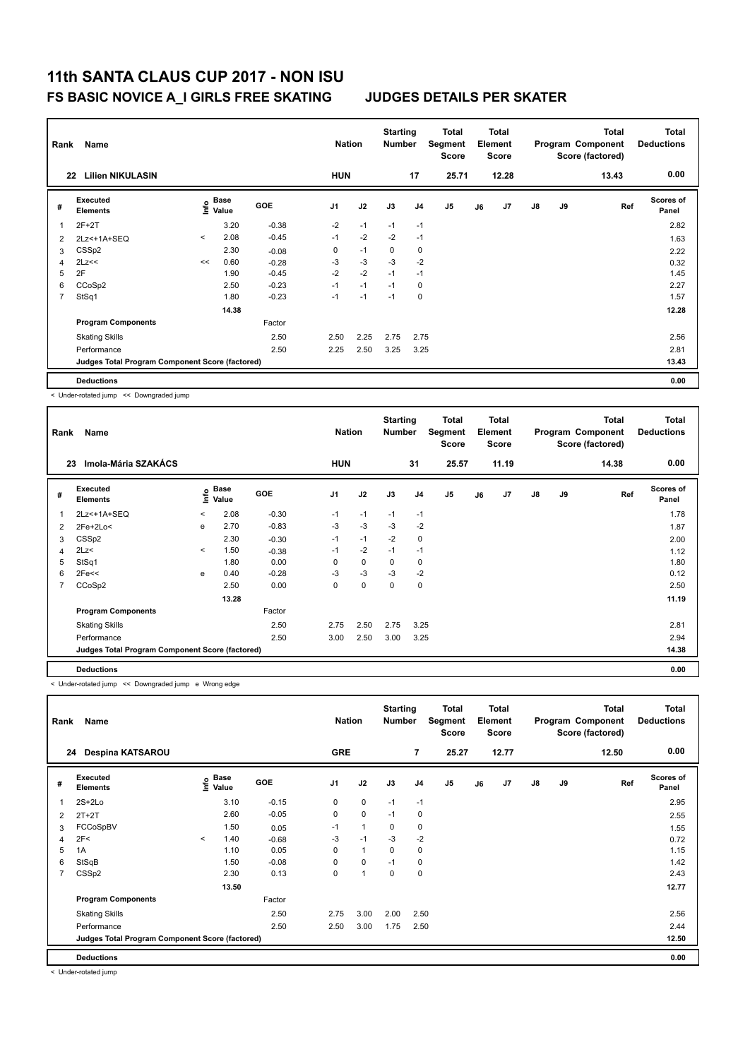# 11th SANTA CLAUS CUP 2017 - NON ISU

## FS BASIC NOVICE A_I GIRLS FREE SKATING — JUDGES DETAILS PER SKATER

| Rank | Name | Nation | Starting Number | Total Segment Score | Total Element Score | Total Program Component Score (factored) | Total Deductions |
|---|---|---|---|---|---|---|---|
| 22 | Lilien NIKULASIN | HUN | 17 | 25.71 | 12.28 | 13.43 | 0.00 |

| # | Executed Elements | Info | Base Value | GOE | J1 | J2 | J3 | J4 | J5 | J6 | J7 | J8 | J9 | Ref | Scores of Panel |
|---|---|---|---|---|---|---|---|---|---|---|---|---|---|---|---|
| 1 | 2F+2T | | 3.20 | -0.38 | -2 | -1 | -1 | -1 | | | | | | | 2.82 |
| 2 | 2Lz<+1A+SEQ | < | 2.08 | -0.45 | -1 | -2 | -2 | -1 | | | | | | | 1.63 |
| 3 | CSSp2 | | 2.30 | -0.08 | 0 | -1 | 0 | 0 | | | | | | | 2.22 |
| 4 | 2Lz<< | << | 0.60 | -0.28 | -3 | -3 | -3 | -2 | | | | | | | 0.32 |
| 5 | 2F | | 1.90 | -0.45 | -2 | -2 | -1 | -1 | | | | | | | 1.45 |
| 6 | CCoSp2 | | 2.50 | -0.23 | -1 | -1 | -1 | 0 | | | | | | | 2.27 |
| 7 | StSq1 | | 1.80 | -0.23 | -1 | -1 | -1 | 0 | | | | | | | 1.57 |
| | | | 14.38 | | | | | | | | | | | | 12.28 |
| | Program Components | | | Factor | | | | | | | | | | | |
| | Skating Skills | | | 2.50 | 2.50 | 2.25 | 2.75 | 2.75 | | | | | | | 2.56 |
| | Performance | | | 2.50 | 2.25 | 2.50 | 3.25 | 3.25 | | | | | | | 2.81 |
| | Judges Total Program Component Score (factored) | | | | | | | | | | | | | | 13.43 |
| | Deductions | | | | | | | | | | | | | | 0.00 |

< Under-rotated jump << Downgraded jump

| Rank | Name | Nation | Starting Number | Total Segment Score | Total Element Score | Total Program Component Score (factored) | Total Deductions |
|---|---|---|---|---|---|---|---|
| 23 | Imola-Mária SZAKÁCS | HUN | 31 | 25.57 | 11.19 | 14.38 | 0.00 |

| # | Executed Elements | Info | Base Value | GOE | J1 | J2 | J3 | J4 | J5 | J6 | J7 | J8 | J9 | Ref | Scores of Panel |
|---|---|---|---|---|---|---|---|---|---|---|---|---|---|---|---|
| 1 | 2Lz<+1A+SEQ | < | 2.08 | -0.30 | -1 | -1 | -1 | -1 | | | | | | | 1.78 |
| 2 | 2Fe+2Lo< | e | 2.70 | -0.83 | -3 | -3 | -3 | -2 | | | | | | | 1.87 |
| 3 | CSSp2 | | 2.30 | -0.30 | -1 | -1 | -2 | 0 | | | | | | | 2.00 |
| 4 | 2Lz< | < | 1.50 | -0.38 | -1 | -2 | -1 | -1 | | | | | | | 1.12 |
| 5 | StSq1 | | 1.80 | 0.00 | 0 | 0 | 0 | 0 | | | | | | | 1.80 |
| 6 | 2Fe<< | e | 0.40 | -0.28 | -3 | -3 | -3 | -2 | | | | | | | 0.12 |
| 7 | CCoSp2 | | 2.50 | 0.00 | 0 | 0 | 0 | 0 | | | | | | | 2.50 |
| | | | 13.28 | | | | | | | | | | | | 11.19 |
| | Program Components | | | Factor | | | | | | | | | | | |
| | Skating Skills | | | 2.50 | 2.75 | 2.50 | 2.75 | 3.25 | | | | | | | 2.81 |
| | Performance | | | 2.50 | 3.00 | 2.50 | 3.00 | 3.25 | | | | | | | 2.94 |
| | Judges Total Program Component Score (factored) | | | | | | | | | | | | | | 14.38 |
| | Deductions | | | | | | | | | | | | | | 0.00 |

< Under-rotated jump << Downgraded jump e Wrong edge

| Rank | Name | Nation | Starting Number | Total Segment Score | Total Element Score | Total Program Component Score (factored) | Total Deductions |
|---|---|---|---|---|---|---|---|
| 24 | Despina KATSAROU | GRE | 7 | 25.27 | 12.77 | 12.50 | 0.00 |

| # | Executed Elements | Info | Base Value | GOE | J1 | J2 | J3 | J4 | J5 | J6 | J7 | J8 | J9 | Ref | Scores of Panel |
|---|---|---|---|---|---|---|---|---|---|---|---|---|---|---|---|
| 1 | 2S+2Lo | | 3.10 | -0.15 | 0 | 0 | -1 | -1 | | | | | | | 2.95 |
| 2 | 2T+2T | | 2.60 | -0.05 | 0 | 0 | -1 | 0 | | | | | | | 2.55 |
| 3 | FCCoSpBV | | 1.50 | 0.05 | -1 | 1 | 0 | 0 | | | | | | | 1.55 |
| 4 | 2F< | < | 1.40 | -0.68 | -3 | -1 | -3 | -2 | | | | | | | 0.72 |
| 5 | 1A | | 1.10 | 0.05 | 0 | 1 | 0 | 0 | | | | | | | 1.15 |
| 6 | StSqB | | 1.50 | -0.08 | 0 | 0 | -1 | 0 | | | | | | | 1.42 |
| 7 | CSSp2 | | 2.30 | 0.13 | 0 | 1 | 0 | 0 | | | | | | | 2.43 |
| | | | 13.50 | | | | | | | | | | | | 12.77 |
| | Program Components | | | Factor | | | | | | | | | | | |
| | Skating Skills | | | 2.50 | 2.75 | 3.00 | 2.00 | 2.50 | | | | | | | 2.56 |
| | Performance | | | 2.50 | 2.50 | 3.00 | 1.75 | 2.50 | | | | | | | 2.44 |
| | Judges Total Program Component Score (factored) | | | | | | | | | | | | | | 12.50 |
| | Deductions | | | | | | | | | | | | | | 0.00 |

< Under-rotated jump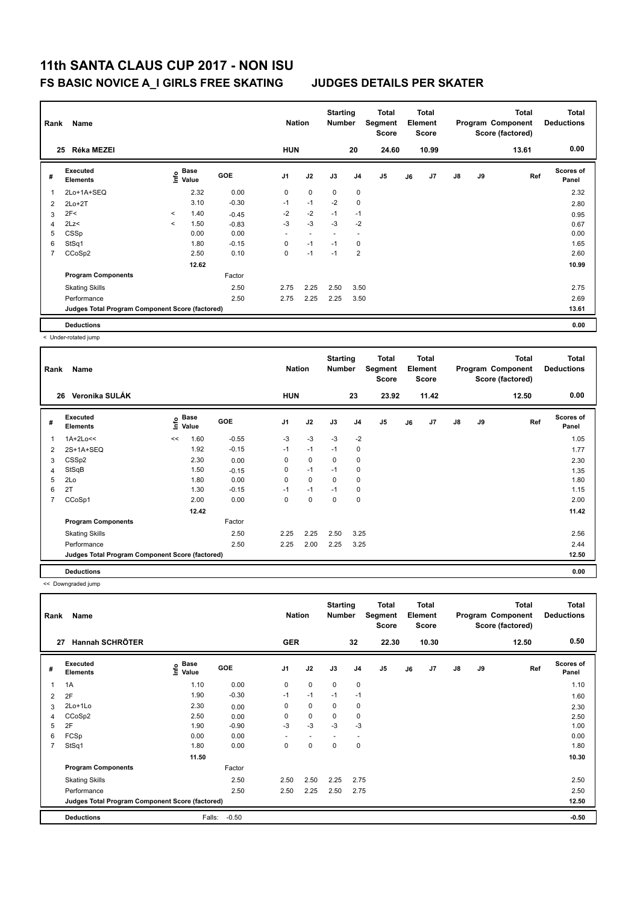# 11th SANTA CLAUS CUP 2017 - NON ISU

## FS BASIC NOVICE A_I GIRLS FREE SKATING    JUDGES DETAILS PER SKATER

| Rank | Name | Nation | Starting Number | Total Segment Score | Total Element Score | Total Program Component Score (factored) | Total Deductions |
|---|---|---|---|---|---|---|---|
| 25 | Réka MEZEI | HUN | 20 | 24.60 | 10.99 | 13.61 | 0.00 |

| # | Executed Elements | Info | Base Value | GOE | J1 | J2 | J3 | J4 | J5 | J6 | J7 | J8 | J9 | Ref | Scores of Panel |
|---|---|---|---|---|---|---|---|---|---|---|---|---|---|---|---|
| 1 | 2Lo+1A+SEQ | | 2.32 | 0.00 | 0 | 0 | 0 | 0 | | | | | | | 2.32 |
| 2 | 2Lo+2T | | 3.10 | -0.30 | -1 | -1 | -2 | 0 | | | | | | | 2.80 |
| 3 | 2F< | < | 1.40 | -0.45 | -2 | -2 | -1 | -1 | | | | | | | 0.95 |
| 4 | 2Lz< | < | 1.50 | -0.83 | -3 | -3 | -3 | -2 | | | | | | | 0.67 |
| 5 | CSSp | | 0.00 | 0.00 | - | - | - | - | | | | | | | 0.00 |
| 6 | StSq1 | | 1.80 | -0.15 | 0 | -1 | -1 | 0 | | | | | | | 1.65 |
| 7 | CCoSp2 | | 2.50 | 0.10 | 0 | -1 | -1 | 2 | | | | | | | 2.60 |
| | | | 12.62 | | | | | | | | | | | | 10.99 |
| | Program Components | | | Factor | | | | | | | | | | | |
| | Skating Skills | | | 2.50 | 2.75 | 2.25 | 2.50 | 3.50 | | | | | | | 2.75 |
| | Performance | | | 2.50 | 2.75 | 2.25 | 2.25 | 3.50 | | | | | | | 2.69 |
| | Judges Total Program Component Score (factored) | | | | | | | | | | | | | | 13.61 |
| | Deductions | | | | | | | | | | | | | | 0.00 |

< Under-rotated jump

| Rank | Name | Nation | Starting Number | Total Segment Score | Total Element Score | Total Program Component Score (factored) | Total Deductions |
|---|---|---|---|---|---|---|---|
| 26 | Veronika SULÁK | HUN | 23 | 23.92 | 11.42 | 12.50 | 0.00 |

| # | Executed Elements | Info | Base Value | GOE | J1 | J2 | J3 | J4 | J5 | J6 | J7 | J8 | J9 | Ref | Scores of Panel |
|---|---|---|---|---|---|---|---|---|---|---|---|---|---|---|---|
| 1 | 1A+2Lo<< | << | 1.60 | -0.55 | -3 | -3 | -3 | -2 | | | | | | | 1.05 |
| 2 | 2S+1A+SEQ | | 1.92 | -0.15 | -1 | -1 | -1 | 0 | | | | | | | 1.77 |
| 3 | CSSp2 | | 2.30 | 0.00 | 0 | 0 | 0 | 0 | | | | | | | 2.30 |
| 4 | StSqB | | 1.50 | -0.15 | 0 | -1 | -1 | 0 | | | | | | | 1.35 |
| 5 | 2Lo | | 1.80 | 0.00 | 0 | 0 | 0 | 0 | | | | | | | 1.80 |
| 6 | 2T | | 1.30 | -0.15 | -1 | -1 | -1 | 0 | | | | | | | 1.15 |
| 7 | CCoSp1 | | 2.00 | 0.00 | 0 | 0 | 0 | 0 | | | | | | | 2.00 |
| | | | 12.42 | | | | | | | | | | | | 11.42 |
| | Program Components | | | Factor | | | | | | | | | | | |
| | Skating Skills | | | 2.50 | 2.25 | 2.25 | 2.50 | 3.25 | | | | | | | 2.56 |
| | Performance | | | 2.50 | 2.25 | 2.00 | 2.25 | 3.25 | | | | | | | 2.44 |
| | Judges Total Program Component Score (factored) | | | | | | | | | | | | | | 12.50 |
| | Deductions | | | | | | | | | | | | | | 0.00 |

<< Downgraded jump

| Rank | Name | Nation | Starting Number | Total Segment Score | Total Element Score | Total Program Component Score (factored) | Total Deductions |
|---|---|---|---|---|---|---|---|
| 27 | Hannah SCHRÖTER | GER | 32 | 22.30 | 10.30 | 12.50 | 0.50 |

| # | Executed Elements | Info | Base Value | GOE | J1 | J2 | J3 | J4 | J5 | J6 | J7 | J8 | J9 | Ref | Scores of Panel |
|---|---|---|---|---|---|---|---|---|---|---|---|---|---|---|---|
| 1 | 1A | | 1.10 | 0.00 | 0 | 0 | 0 | 0 | | | | | | | 1.10 |
| 2 | 2F | | 1.90 | -0.30 | -1 | -1 | -1 | -1 | | | | | | | 1.60 |
| 3 | 2Lo+1Lo | | 2.30 | 0.00 | 0 | 0 | 0 | 0 | | | | | | | 2.30 |
| 4 | CCoSp2 | | 2.50 | 0.00 | 0 | 0 | 0 | 0 | | | | | | | 2.50 |
| 5 | 2F | | 1.90 | -0.90 | -3 | -3 | -3 | -3 | | | | | | | 1.00 |
| 6 | FCSp | | 0.00 | 0.00 | - | - | - | - | | | | | | | 0.00 |
| 7 | StSq1 | | 1.80 | 0.00 | 0 | 0 | 0 | 0 | | | | | | | 1.80 |
| | | | 11.50 | | | | | | | | | | | | 10.30 |
| | Program Components | | | Factor | | | | | | | | | | | |
| | Skating Skills | | | 2.50 | 2.50 | 2.50 | 2.25 | 2.75 | | | | | | | 2.50 |
| | Performance | | | 2.50 | 2.50 | 2.25 | 2.50 | 2.75 | | | | | | | 2.50 |
| | Judges Total Program Component Score (factored) | | | | | | | | | | | | | | 12.50 |
| | Deductions | | Falls: | -0.50 | | | | | | | | | | | -0.50 |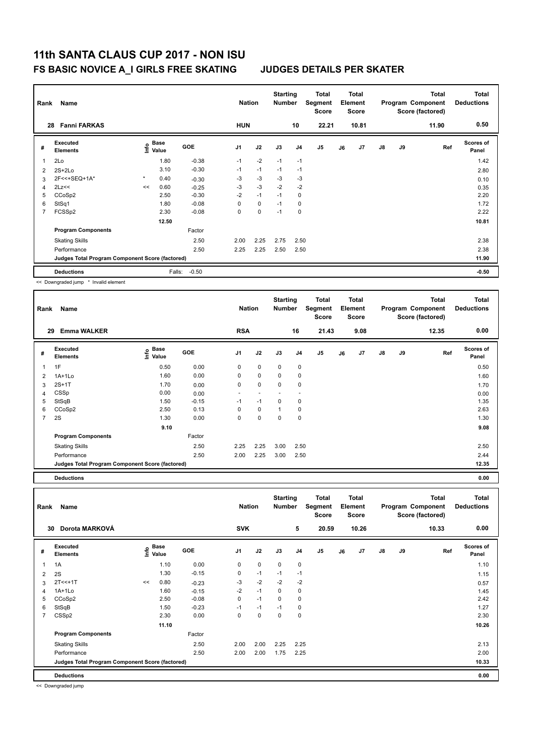# 11th SANTA CLAUS CUP 2017 - NON ISU

## FS BASIC NOVICE A_I GIRLS FREE SKATING — JUDGES DETAILS PER SKATER

| Rank | Name | Nation | Starting Number | Total Segment Score | Total Element Score | Total Program Component Score (factored) | Total Deductions |
|---|---|---|---|---|---|---|---|
| 28 | Fanni FARKAS | HUN | 10 | 22.21 | 10.81 | 11.90 | 0.50 |

| # | Executed Elements | Info | Base Value | GOE | J1 | J2 | J3 | J4 | J5 | J6 | J7 | J8 | J9 | Ref | Scores of Panel |
|---|---|---|---|---|---|---|---|---|---|---|---|---|---|---|---|
| 1 | 2Lo | | 1.80 | -0.38 | -1 | -2 | -1 | -1 | | | | | | | 1.42 |
| 2 | 2S+2Lo | | 3.10 | -0.30 | -1 | -1 | -1 | -1 | | | | | | | 2.80 |
| 3 | 2F<<+SEQ+1A* | * | 0.40 | -0.30 | -3 | -3 | -3 | -3 | | | | | | | 0.10 |
| 4 | 2Lz<< | << | 0.60 | -0.25 | -3 | -3 | -2 | -2 | | | | | | | 0.35 |
| 5 | CCoSp2 | | 2.50 | -0.30 | -2 | -1 | -1 | 0 | | | | | | | 2.20 |
| 6 | StSq1 | | 1.80 | -0.08 | 0 | 0 | -1 | 0 | | | | | | | 1.72 |
| 7 | FCSSp2 | | 2.30 | -0.08 | 0 | 0 | -1 | 0 | | | | | | | 2.22 |
| | | | 12.50 | | | | | | | | | | | | 10.81 |
| | **Program Components** | | | Factor | | | | | | | | | | | |
| | Skating Skills | | | 2.50 | 2.00 | 2.25 | 2.75 | 2.50 | | | | | | | 2.38 |
| | Performance | | | 2.50 | 2.25 | 2.25 | 2.50 | 2.50 | | | | | | | 2.38 |
| | **Judges Total Program Component Score (factored)** | | | | | | | | | | | | | | 11.90 |
| | **Deductions** | | Falls: | -0.50 | | | | | | | | | | | -0.50 |

<< Downgraded jump * Invalid element

| Rank | Name | Nation | Starting Number | Total Segment Score | Total Element Score | Total Program Component Score (factored) | Total Deductions |
|---|---|---|---|---|---|---|---|
| 29 | Emma WALKER | RSA | 16 | 21.43 | 9.08 | 12.35 | 0.00 |

| # | Executed Elements | Info | Base Value | GOE | J1 | J2 | J3 | J4 | J5 | J6 | J7 | J8 | J9 | Ref | Scores of Panel |
|---|---|---|---|---|---|---|---|---|---|---|---|---|---|---|---|
| 1 | 1F | | 0.50 | 0.00 | 0 | 0 | 0 | 0 | | | | | | | 0.50 |
| 2 | 1A+1Lo | | 1.60 | 0.00 | 0 | 0 | 0 | 0 | | | | | | | 1.60 |
| 3 | 2S+1T | | 1.70 | 0.00 | 0 | 0 | 0 | 0 | | | | | | | 1.70 |
| 4 | CSSp | | 0.00 | 0.00 | - | - | - | - | | | | | | | 0.00 |
| 5 | StSqB | | 1.50 | -0.15 | -1 | -1 | 0 | 0 | | | | | | | 1.35 |
| 6 | CCoSp2 | | 2.50 | 0.13 | 0 | 0 | 1 | 0 | | | | | | | 2.63 |
| 7 | 2S | | 1.30 | 0.00 | 0 | 0 | 0 | 0 | | | | | | | 1.30 |
| | | | 9.10 | | | | | | | | | | | | 9.08 |
| | **Program Components** | | | Factor | | | | | | | | | | | |
| | Skating Skills | | | 2.50 | 2.25 | 2.25 | 3.00 | 2.50 | | | | | | | 2.50 |
| | Performance | | | 2.50 | 2.00 | 2.25 | 3.00 | 2.50 | | | | | | | 2.44 |
| | **Judges Total Program Component Score (factored)** | | | | | | | | | | | | | | 12.35 |
| | **Deductions** | | | | | | | | | | | | | | 0.00 |

| Rank | Name | Nation | Starting Number | Total Segment Score | Total Element Score | Total Program Component Score (factored) | Total Deductions |
|---|---|---|---|---|---|---|---|
| 30 | Dorota MARKOVÁ | SVK | 5 | 20.59 | 10.26 | 10.33 | 0.00 |

| # | Executed Elements | Info | Base Value | GOE | J1 | J2 | J3 | J4 | J5 | J6 | J7 | J8 | J9 | Ref | Scores of Panel |
|---|---|---|---|---|---|---|---|---|---|---|---|---|---|---|---|
| 1 | 1A | | 1.10 | 0.00 | 0 | 0 | 0 | 0 | | | | | | | 1.10 |
| 2 | 2S | | 1.30 | -0.15 | 0 | -1 | -1 | -1 | | | | | | | 1.15 |
| 3 | 2T<<+1T | << | 0.80 | -0.23 | -3 | -2 | -2 | -2 | | | | | | | 0.57 |
| 4 | 1A+1Lo | | 1.60 | -0.15 | -2 | -1 | 0 | 0 | | | | | | | 1.45 |
| 5 | CCoSp2 | | 2.50 | -0.08 | 0 | -1 | 0 | 0 | | | | | | | 2.42 |
| 6 | StSqB | | 1.50 | -0.23 | -1 | -1 | -1 | 0 | | | | | | | 1.27 |
| 7 | CSSp2 | | 2.30 | 0.00 | 0 | 0 | 0 | 0 | | | | | | | 2.30 |
| | | | 11.10 | | | | | | | | | | | | 10.26 |
| | **Program Components** | | | Factor | | | | | | | | | | | |
| | Skating Skills | | | 2.50 | 2.00 | 2.00 | 2.25 | 2.25 | | | | | | | 2.13 |
| | Performance | | | 2.50 | 2.00 | 2.00 | 1.75 | 2.25 | | | | | | | 2.00 |
| | **Judges Total Program Component Score (factored)** | | | | | | | | | | | | | | 10.33 |
| | **Deductions** | | | | | | | | | | | | | | 0.00 |

<< Downgraded jump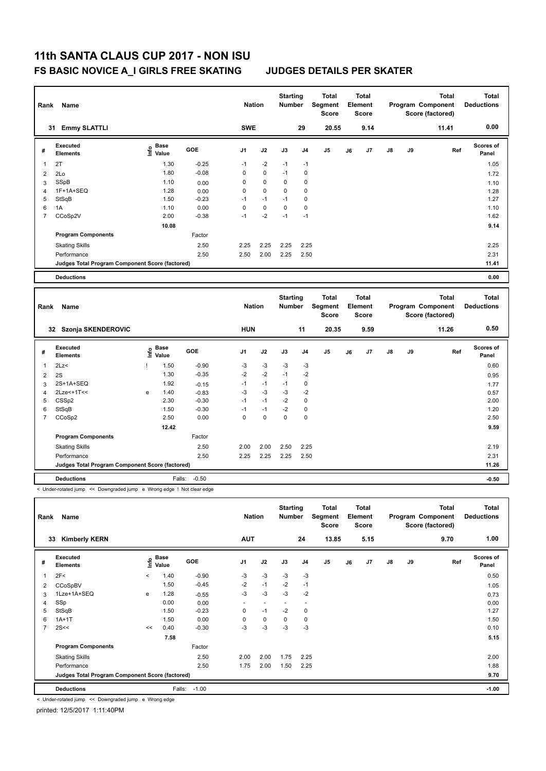# 11th SANTA CLAUS CUP 2017 - NON ISU

## FS BASIC NOVICE A_I GIRLS FREE SKATING JUDGES DETAILS PER SKATER

| Rank | Name | Nation | Starting Number | Total Segment Score | Total Element Score | Total Program Component Score (factored) | Total Deductions |
|---|---|---|---|---|---|---|---|
| 31 | Emmy SLATTLI | SWE | 29 | 20.55 | 9.14 | 11.41 | 0.00 |

| # | Executed Elements | Info | Base Value | GOE | J1 | J2 | J3 | J4 | J5 | J6 | J7 | J8 | J9 | Ref | Scores of Panel |
|---|---|---|---|---|---|---|---|---|---|---|---|---|---|---|---|
| 1 | 2T | | 1.30 | -0.25 | -1 | -2 | -1 | -1 | | | | | | | 1.05 |
| 2 | 2Lo | | 1.80 | -0.08 | 0 | 0 | -1 | 0 | | | | | | | 1.72 |
| 3 | SSpB | | 1.10 | 0.00 | 0 | 0 | 0 | 0 | | | | | | | 1.10 |
| 4 | 1F+1A+SEQ | | 1.28 | 0.00 | 0 | 0 | 0 | 0 | | | | | | | 1.28 |
| 5 | StSqB | | 1.50 | -0.23 | -1 | -1 | -1 | 0 | | | | | | | 1.27 |
| 6 | 1A | | 1.10 | 0.00 | 0 | 0 | 0 | 0 | | | | | | | 1.10 |
| 7 | CCoSp2V | | 2.00 | -0.38 | -1 | -2 | -1 | -1 | | | | | | | 1.62 |
| | | | 10.08 | | | | | | | | | | | | 9.14 |
| | Program Components | | | Factor | | | | | | | | | | | |
| | Skating Skills | | | 2.50 | 2.25 | 2.25 | 2.25 | 2.25 | | | | | | | 2.25 |
| | Performance | | | 2.50 | 2.50 | 2.00 | 2.25 | 2.50 | | | | | | | 2.31 |
| | Judges Total Program Component Score (factored) | | | | | | | | | | | | | | 11.41 |
| | Deductions | | | | | | | | | | | | | | 0.00 |

| Rank | Name | Nation | Starting Number | Total Segment Score | Total Element Score | Total Program Component Score (factored) | Total Deductions |
|---|---|---|---|---|---|---|---|
| 32 | Szonja SKENDEROVIC | HUN | 11 | 20.35 | 9.59 | 11.26 | 0.50 |

| # | Executed Elements | Info | Base Value | GOE | J1 | J2 | J3 | J4 | J5 | J6 | J7 | J8 | J9 | Ref | Scores of Panel |
|---|---|---|---|---|---|---|---|---|---|---|---|---|---|---|---|
| 1 | 2Lz< | ! | 1.50 | -0.90 | -3 | -3 | -3 | -3 | | | | | | | 0.60 |
| 2 | 2S | | 1.30 | -0.35 | -2 | -2 | -1 | -2 | | | | | | | 0.95 |
| 3 | 2S+1A+SEQ | | 1.92 | -0.15 | -1 | -1 | -1 | 0 | | | | | | | 1.77 |
| 4 | 2Lze<+1T<< | e | 1.40 | -0.83 | -3 | -3 | -3 | -2 | | | | | | | 0.57 |
| 5 | CSSp2 | | 2.30 | -0.30 | -1 | -1 | -2 | 0 | | | | | | | 2.00 |
| 6 | StSqB | | 1.50 | -0.30 | -1 | -1 | -2 | 0 | | | | | | | 1.20 |
| 7 | CCoSp2 | | 2.50 | 0.00 | 0 | 0 | 0 | 0 | | | | | | | 2.50 |
| | | | 12.42 | | | | | | | | | | | | 9.59 |
| | Program Components | | | Factor | | | | | | | | | | | |
| | Skating Skills | | | 2.50 | 2.00 | 2.00 | 2.50 | 2.25 | | | | | | | 2.19 |
| | Performance | | | 2.50 | 2.25 | 2.25 | 2.25 | 2.50 | | | | | | | 2.31 |
| | Judges Total Program Component Score (factored) | | | | | | | | | | | | | | 11.26 |
| | Deductions | | Falls: | -0.50 | | | | | | | | | | | -0.50 |

< Under-rotated jump << Downgraded jump e Wrong edge ! Not clear edge

| Rank | Name | Nation | Starting Number | Total Segment Score | Total Element Score | Total Program Component Score (factored) | Total Deductions |
|---|---|---|---|---|---|---|---|
| 33 | Kimberly KERN | AUT | 24 | 13.85 | 5.15 | 9.70 | 1.00 |

| # | Executed Elements | Info | Base Value | GOE | J1 | J2 | J3 | J4 | J5 | J6 | J7 | J8 | J9 | Ref | Scores of Panel |
|---|---|---|---|---|---|---|---|---|---|---|---|---|---|---|---|
| 1 | 2F< | < | 1.40 | -0.90 | -3 | -3 | -3 | -3 | | | | | | | 0.50 |
| 2 | CCoSpBV | | 1.50 | -0.45 | -2 | -1 | -2 | -1 | | | | | | | 1.05 |
| 3 | 1Lze+1A+SEQ | e | 1.28 | -0.55 | -3 | -3 | -3 | -2 | | | | | | | 0.73 |
| 4 | SSp | | 0.00 | 0.00 | - | - | - | - | | | | | | | 0.00 |
| 5 | StSqB | | 1.50 | -0.23 | 0 | -1 | -2 | 0 | | | | | | | 1.27 |
| 6 | 1A+1T | | 1.50 | 0.00 | 0 | 0 | 0 | 0 | | | | | | | 1.50 |
| 7 | 2S<< | << | 0.40 | -0.30 | -3 | -3 | -3 | -3 | | | | | | | 0.10 |
| | | | 7.58 | | | | | | | | | | | | 5.15 |
| | Program Components | | | Factor | | | | | | | | | | | |
| | Skating Skills | | | 2.50 | 2.00 | 2.00 | 1.75 | 2.25 | | | | | | | 2.00 |
| | Performance | | | 2.50 | 1.75 | 2.00 | 1.50 | 2.25 | | | | | | | 1.88 |
| | Judges Total Program Component Score (factored) | | | | | | | | | | | | | | 9.70 |
| | Deductions | | Falls: | -1.00 | | | | | | | | | | | -1.00 |

< Under-rotated jump << Downgraded jump e Wrong edge

printed: 12/5/2017 1:11:40PM